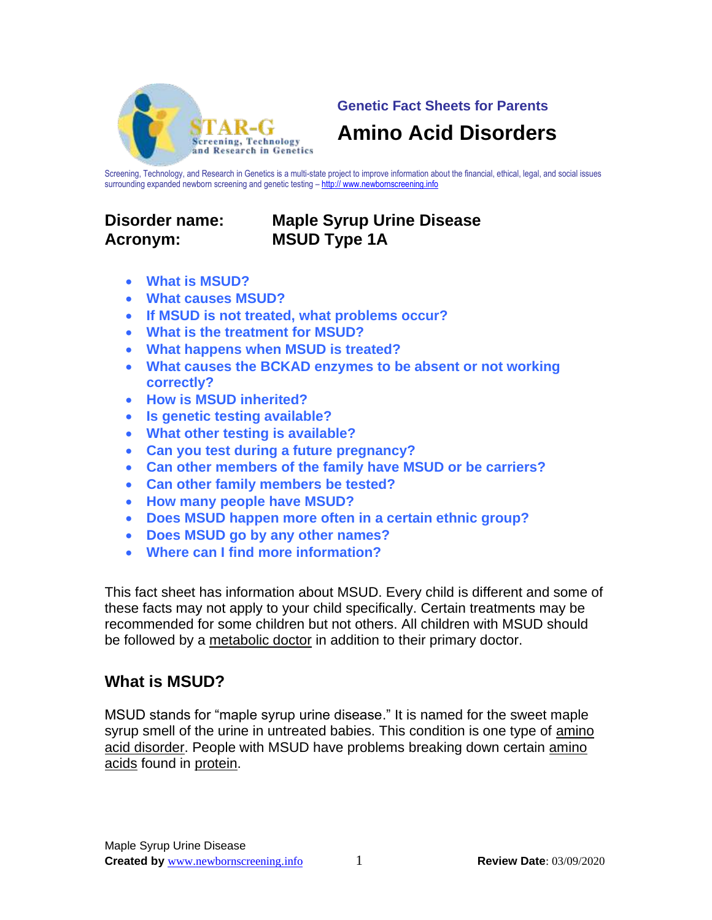Genetic Fact Sheets for Parents

# Amino Acid Disorders

Screening, Technology, and Research in Genetics is a multi-state project to improve information about the financial, ethical, legal, and social issues surrounding expanded newborn screening and genetic testing – http:// www.newbornscreening.info

**Disorder name:** **Maple Syrup Urine Disease**
**Acronym:** **MSUD Type 1A**

- What is MSUD?
- What causes MSUD?
- If MSUD is not treated, what problems occur?
- What is the treatment for MSUD?
- What happens when MSUD is treated?
- What causes the BCKAD enzymes to be absent or not working correctly?
- How is MSUD inherited?
- Is genetic testing available?
- What other testing is available?
- Can you test during a future pregnancy?
- Can other members of the family have MSUD or be carriers?
- Can other family members be tested?
- How many people have MSUD?
- Does MSUD happen more often in a certain ethnic group?
- Does MSUD go by any other names?
- Where can I find more information?

This fact sheet has information about MSUD. Every child is different and some of these facts may not apply to your child specifically. Certain treatments may be recommended for some children but not others. All children with MSUD should be followed by a metabolic doctor in addition to their primary doctor.

## What is MSUD?

MSUD stands for "maple syrup urine disease." It is named for the sweet maple syrup smell of the urine in untreated babies. This condition is one type of amino acid disorder. People with MSUD have problems breaking down certain amino acids found in protein.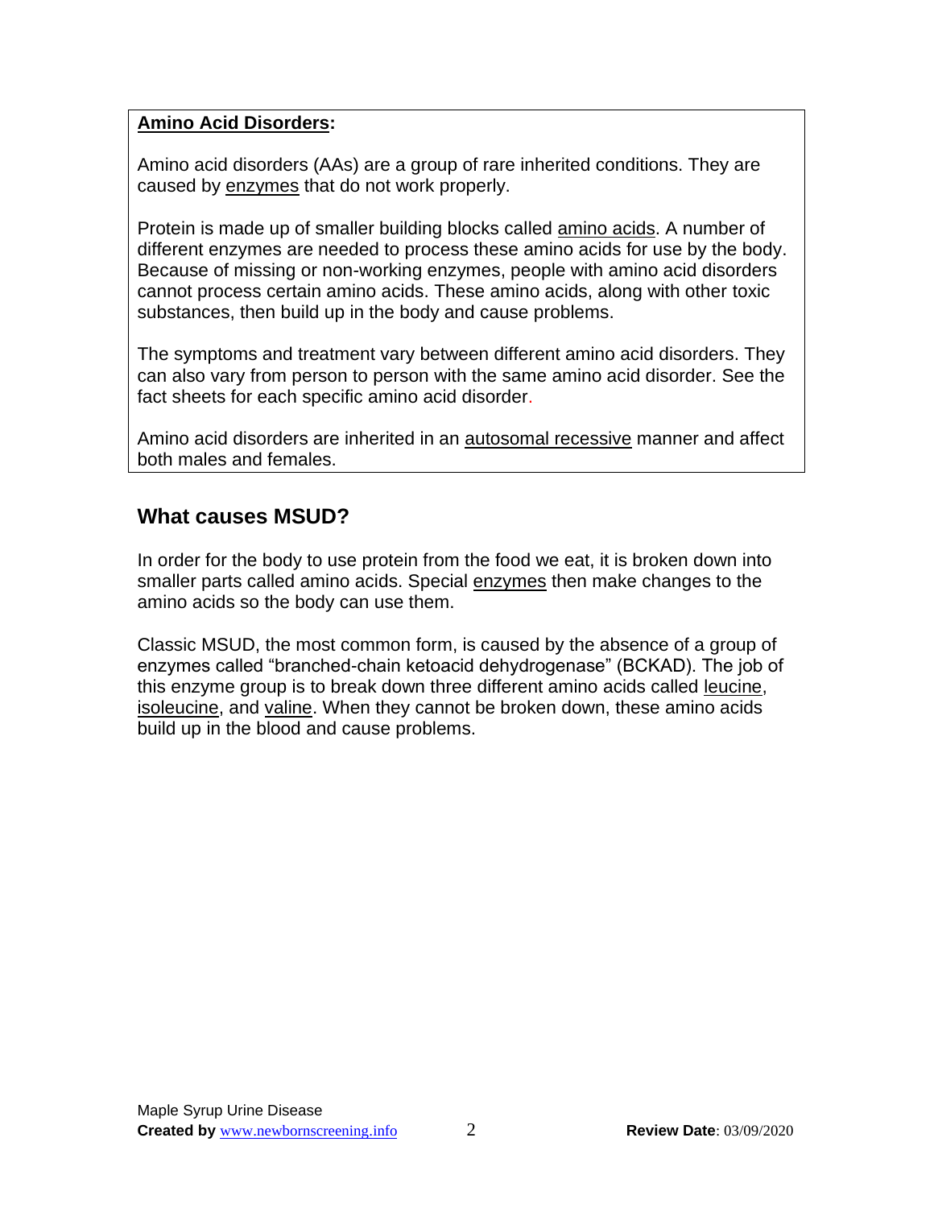**Amino Acid Disorders:**

Amino acid disorders (AAs) are a group of rare inherited conditions. They are caused by enzymes that do not work properly.

Protein is made up of smaller building blocks called amino acids. A number of different enzymes are needed to process these amino acids for use by the body. Because of missing or non-working enzymes, people with amino acid disorders cannot process certain amino acids. These amino acids, along with other toxic substances, then build up in the body and cause problems.

The symptoms and treatment vary between different amino acid disorders. They can also vary from person to person with the same amino acid disorder. See the fact sheets for each specific amino acid disorder.

Amino acid disorders are inherited in an autosomal recessive manner and affect both males and females.

## What causes MSUD?

In order for the body to use protein from the food we eat, it is broken down into smaller parts called amino acids. Special enzymes then make changes to the amino acids so the body can use them.

Classic MSUD, the most common form, is caused by the absence of a group of enzymes called "branched-chain ketoacid dehydrogenase" (BCKAD). The job of this enzyme group is to break down three different amino acids called leucine, isoleucine, and valine. When they cannot be broken down, these amino acids build up in the blood and cause problems.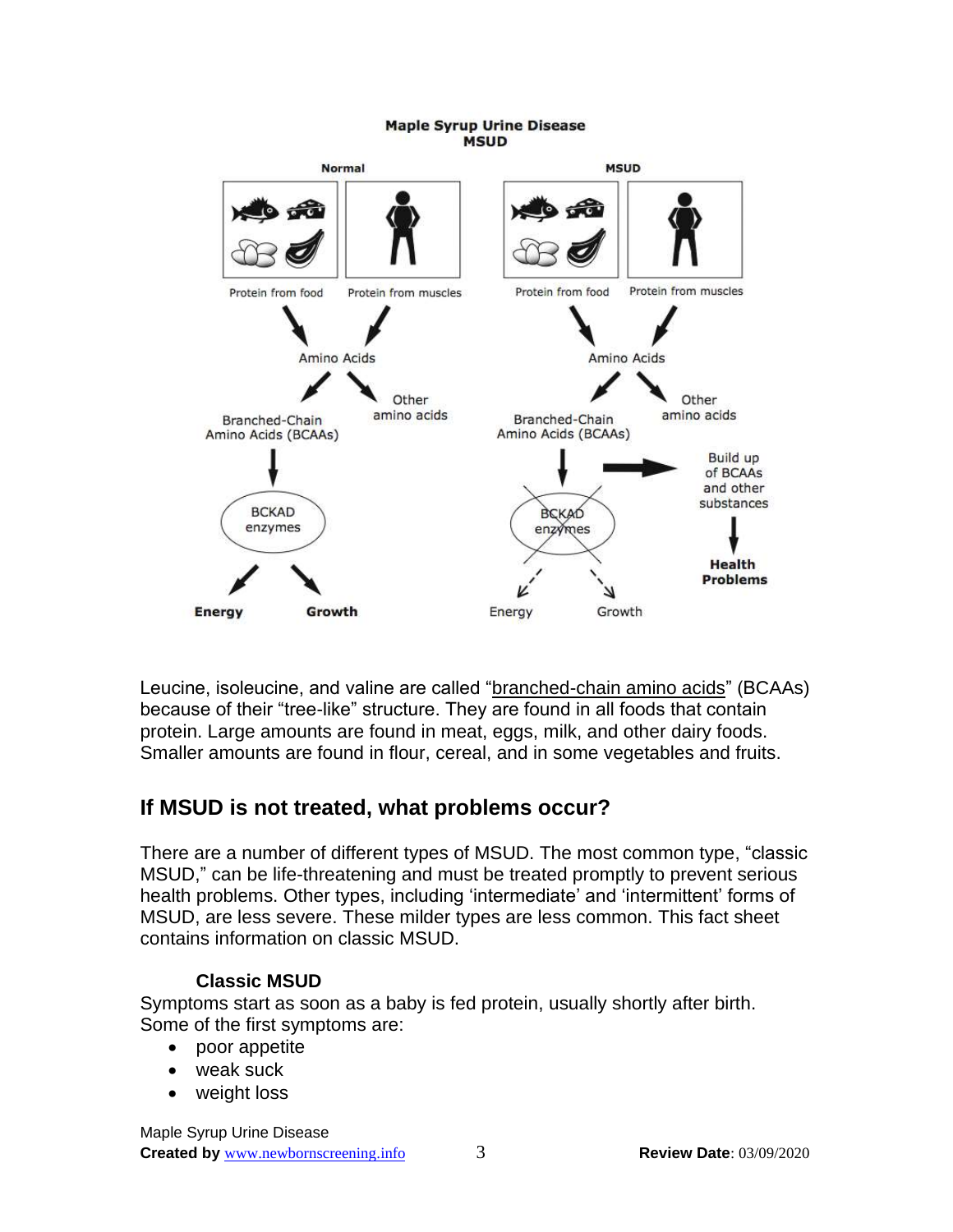Leucine, isoleucine, and valine are called "branched-chain amino acids" (BCAAs) because of their "tree-like" structure. They are found in all foods that contain protein. Large amounts are found in meat, eggs, milk, and other dairy foods. Smaller amounts are found in flour, cereal, and in some vegetables and fruits.

## If MSUD is not treated, what problems occur?

There are a number of different types of MSUD. The most common type, "classic MSUD," can be life-threatening and must be treated promptly to prevent serious health problems. Other types, including 'intermediate' and 'intermittent' forms of MSUD, are less severe. These milder types are less common. This fact sheet contains information on classic MSUD.

### Classic MSUD

Symptoms start as soon as a baby is fed protein, usually shortly after birth. Some of the first symptoms are:

- poor appetite
- weak suck
- weight loss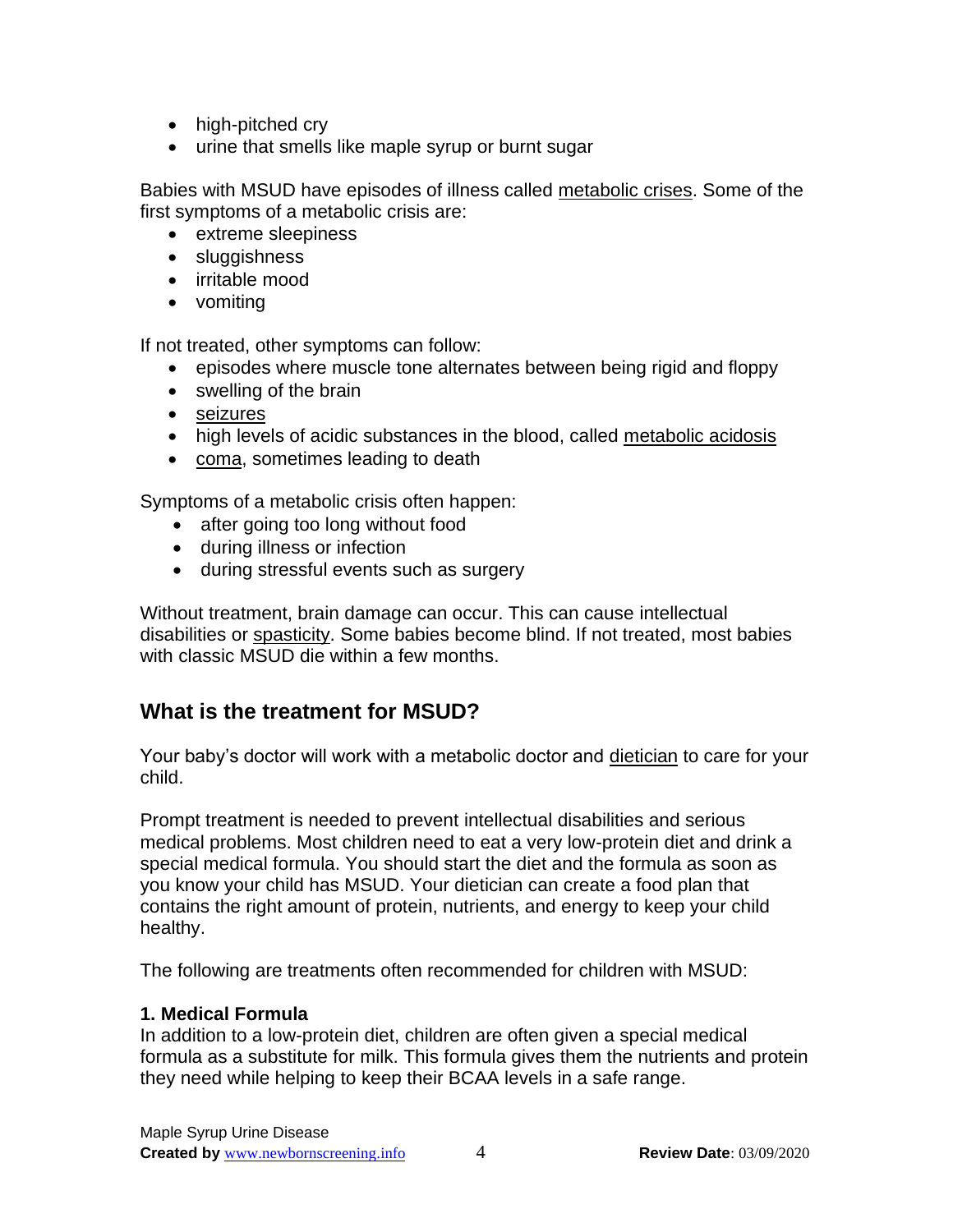- high-pitched cry
- urine that smells like maple syrup or burnt sugar

Babies with MSUD have episodes of illness called metabolic crises. Some of the first symptoms of a metabolic crisis are:

- extreme sleepiness
- sluggishness
- irritable mood
- vomiting

If not treated, other symptoms can follow:

- episodes where muscle tone alternates between being rigid and floppy
- swelling of the brain
- seizures
- high levels of acidic substances in the blood, called metabolic acidosis
- coma, sometimes leading to death

Symptoms of a metabolic crisis often happen:

- after going too long without food
- during illness or infection
- during stressful events such as surgery

Without treatment, brain damage can occur. This can cause intellectual disabilities or spasticity. Some babies become blind. If not treated, most babies with classic MSUD die within a few months.

## What is the treatment for MSUD?

Your baby's doctor will work with a metabolic doctor and dietician to care for your child.

Prompt treatment is needed to prevent intellectual disabilities and serious medical problems. Most children need to eat a very low-protein diet and drink a special medical formula. You should start the diet and the formula as soon as you know your child has MSUD. Your dietician can create a food plan that contains the right amount of protein, nutrients, and energy to keep your child healthy.

The following are treatments often recommended for children with MSUD:

**1. Medical Formula**

In addition to a low-protein diet, children are often given a special medical formula as a substitute for milk. This formula gives them the nutrients and protein they need while helping to keep their BCAA levels in a safe range.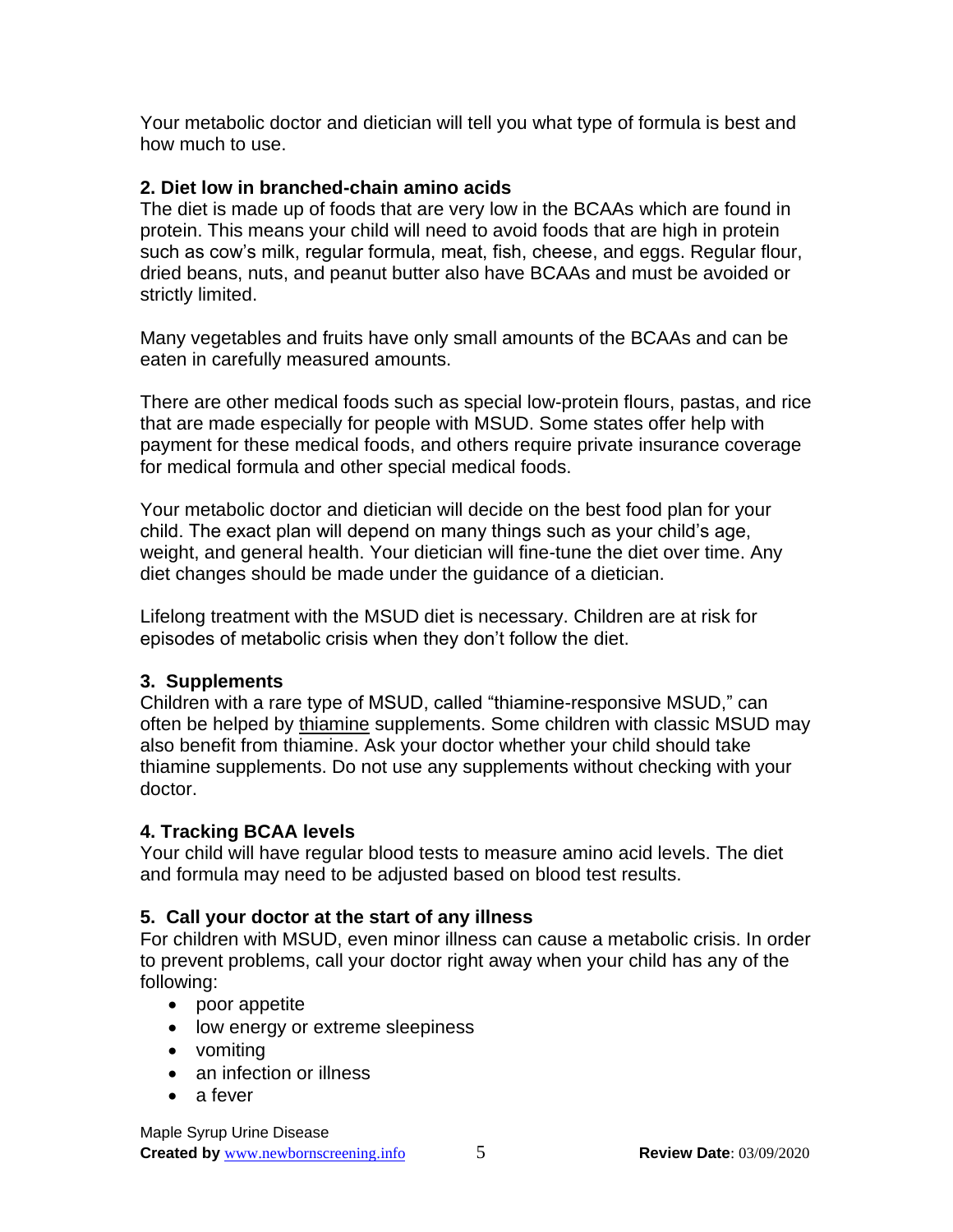Your metabolic doctor and dietician will tell you what type of formula is best and how much to use.

**2. Diet low in branched-chain amino acids**

The diet is made up of foods that are very low in the BCAAs which are found in protein. This means your child will need to avoid foods that are high in protein such as cow's milk, regular formula, meat, fish, cheese, and eggs. Regular flour, dried beans, nuts, and peanut butter also have BCAAs and must be avoided or strictly limited.

Many vegetables and fruits have only small amounts of the BCAAs and can be eaten in carefully measured amounts.

There are other medical foods such as special low-protein flours, pastas, and rice that are made especially for people with MSUD. Some states offer help with payment for these medical foods, and others require private insurance coverage for medical formula and other special medical foods.

Your metabolic doctor and dietician will decide on the best food plan for your child. The exact plan will depend on many things such as your child's age, weight, and general health. Your dietician will fine-tune the diet over time. Any diet changes should be made under the guidance of a dietician.

Lifelong treatment with the MSUD diet is necessary. Children are at risk for episodes of metabolic crisis when they don't follow the diet.

**3. Supplements**

Children with a rare type of MSUD, called "thiamine-responsive MSUD," can often be helped by thiamine supplements. Some children with classic MSUD may also benefit from thiamine. Ask your doctor whether your child should take thiamine supplements. Do not use any supplements without checking with your doctor.

**4. Tracking BCAA levels**

Your child will have regular blood tests to measure amino acid levels. The diet and formula may need to be adjusted based on blood test results.

**5. Call your doctor at the start of any illness**

For children with MSUD, even minor illness can cause a metabolic crisis. In order to prevent problems, call your doctor right away when your child has any of the following:

- poor appetite
- low energy or extreme sleepiness
- vomiting
- an infection or illness
- a fever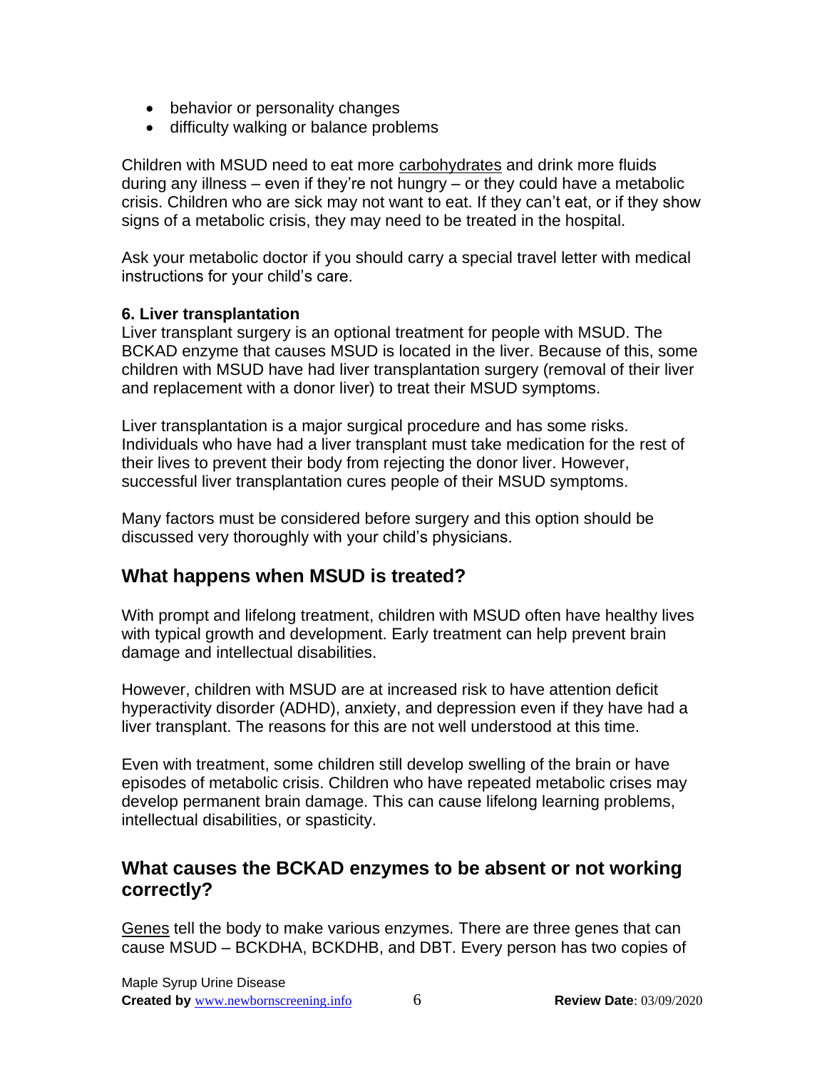- behavior or personality changes
- difficulty walking or balance problems

Children with MSUD need to eat more carbohydrates and drink more fluids during any illness – even if they're not hungry – or they could have a metabolic crisis. Children who are sick may not want to eat. If they can't eat, or if they show signs of a metabolic crisis, they may need to be treated in the hospital.

Ask your metabolic doctor if you should carry a special travel letter with medical instructions for your child's care.

**6. Liver transplantation**
Liver transplant surgery is an optional treatment for people with MSUD. The BCKAD enzyme that causes MSUD is located in the liver. Because of this, some children with MSUD have had liver transplantation surgery (removal of their liver and replacement with a donor liver) to treat their MSUD symptoms.

Liver transplantation is a major surgical procedure and has some risks. Individuals who have had a liver transplant must take medication for the rest of their lives to prevent their body from rejecting the donor liver. However, successful liver transplantation cures people of their MSUD symptoms.

Many factors must be considered before surgery and this option should be discussed very thoroughly with your child's physicians.

## What happens when MSUD is treated?

With prompt and lifelong treatment, children with MSUD often have healthy lives with typical growth and development. Early treatment can help prevent brain damage and intellectual disabilities.

However, children with MSUD are at increased risk to have attention deficit hyperactivity disorder (ADHD), anxiety, and depression even if they have had a liver transplant. The reasons for this are not well understood at this time.

Even with treatment, some children still develop swelling of the brain or have episodes of metabolic crisis. Children who have repeated metabolic crises may develop permanent brain damage. This can cause lifelong learning problems, intellectual disabilities, or spasticity.

## What causes the BCKAD enzymes to be absent or not working correctly?

Genes tell the body to make various enzymes. There are three genes that can cause MSUD – BCKDHA, BCKDHB, and DBT. Every person has two copies of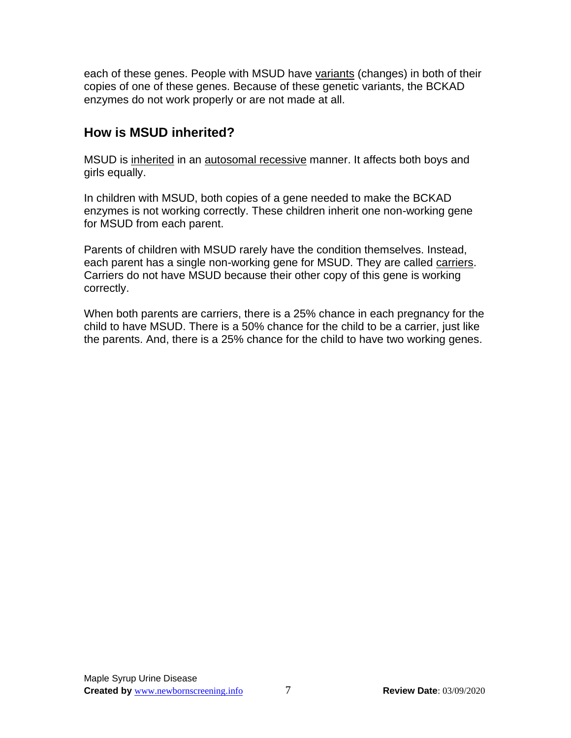each of these genes. People with MSUD have variants (changes) in both of their copies of one of these genes. Because of these genetic variants, the BCKAD enzymes do not work properly or are not made at all.

## How is MSUD inherited?

MSUD is inherited in an autosomal recessive manner. It affects both boys and girls equally.

In children with MSUD, both copies of a gene needed to make the BCKAD enzymes is not working correctly. These children inherit one non-working gene for MSUD from each parent.

Parents of children with MSUD rarely have the condition themselves. Instead, each parent has a single non-working gene for MSUD. They are called carriers. Carriers do not have MSUD because their other copy of this gene is working correctly.

When both parents are carriers, there is a 25% chance in each pregnancy for the child to have MSUD. There is a 50% chance for the child to be a carrier, just like the parents. And, there is a 25% chance for the child to have two working genes.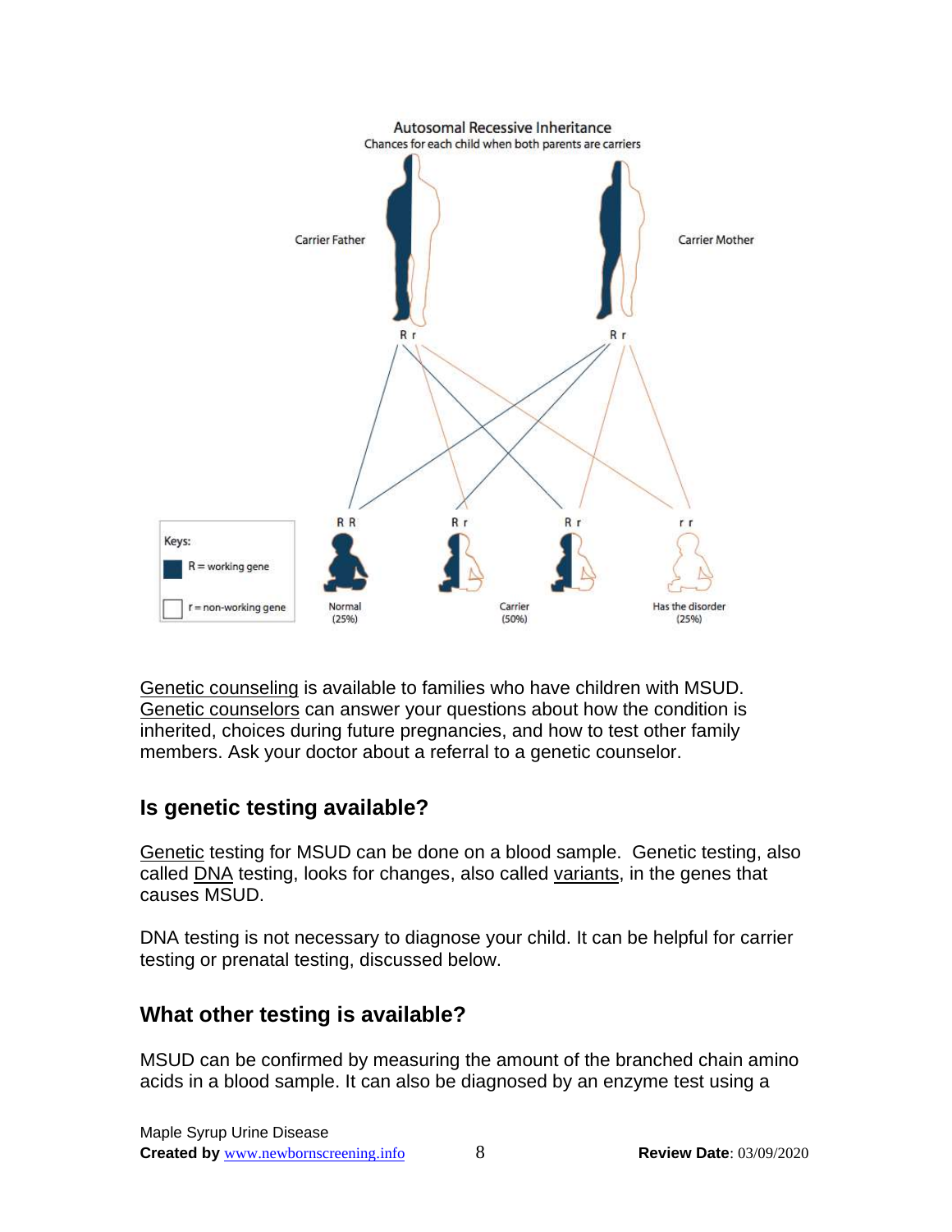Autosomal Recessive Inheritance

Chances for each child when both parents are carriers

Carrier Father — R r

Carrier Mother — R r

R R — Normal (25%)

R r, R r — Carrier (50%)

r r — Has the disorder (25%)

Keys:

R = working gene

r = non-working gene

Genetic counseling is available to families who have children with MSUD. Genetic counselors can answer your questions about how the condition is inherited, choices during future pregnancies, and how to test other family members. Ask your doctor about a referral to a genetic counselor.

## Is genetic testing available?

Genetic testing for MSUD can be done on a blood sample. Genetic testing, also called DNA testing, looks for changes, also called variants, in the genes that causes MSUD.

DNA testing is not necessary to diagnose your child. It can be helpful for carrier testing or prenatal testing, discussed below.

## What other testing is available?

MSUD can be confirmed by measuring the amount of the branched chain amino acids in a blood sample. It can also be diagnosed by an enzyme test using a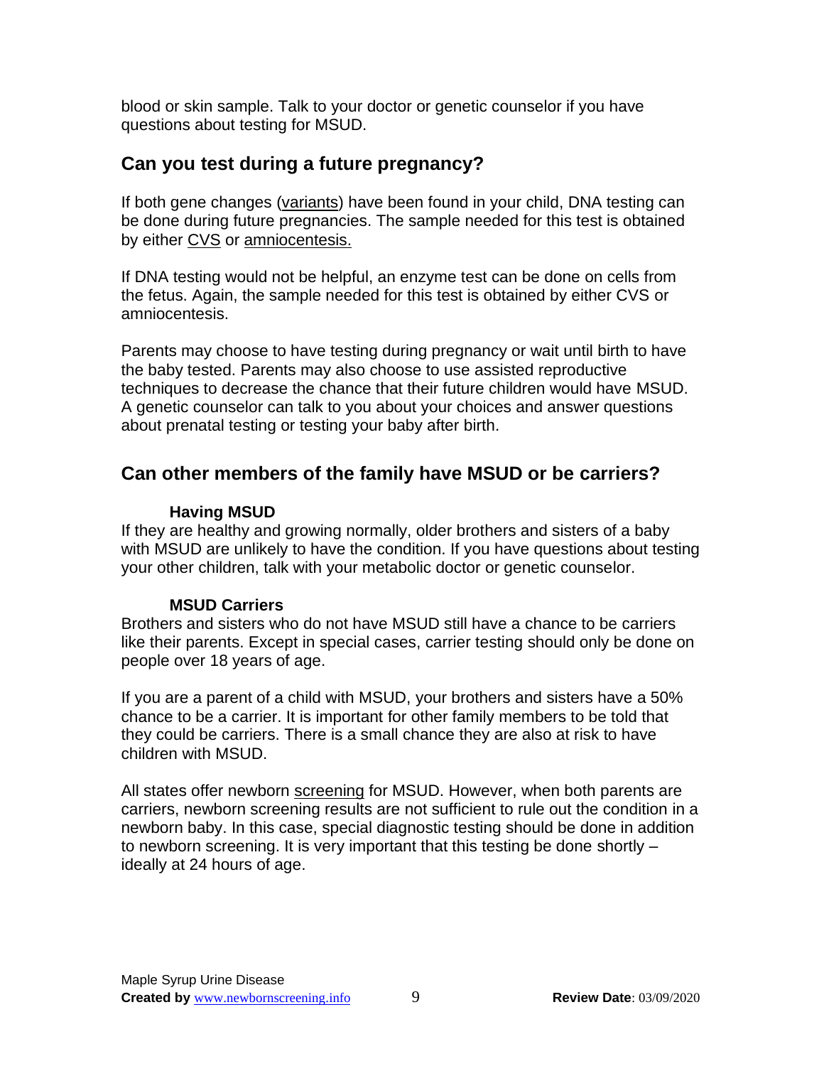blood or skin sample. Talk to your doctor or genetic counselor if you have questions about testing for MSUD.

## Can you test during a future pregnancy?

If both gene changes (variants) have been found in your child, DNA testing can be done during future pregnancies. The sample needed for this test is obtained by either CVS or amniocentesis.

If DNA testing would not be helpful, an enzyme test can be done on cells from the fetus. Again, the sample needed for this test is obtained by either CVS or amniocentesis.

Parents may choose to have testing during pregnancy or wait until birth to have the baby tested. Parents may also choose to use assisted reproductive techniques to decrease the chance that their future children would have MSUD. A genetic counselor can talk to you about your choices and answer questions about prenatal testing or testing your baby after birth.

## Can other members of the family have MSUD or be carriers?

### Having MSUD

If they are healthy and growing normally, older brothers and sisters of a baby with MSUD are unlikely to have the condition. If you have questions about testing your other children, talk with your metabolic doctor or genetic counselor.

### MSUD Carriers

Brothers and sisters who do not have MSUD still have a chance to be carriers like their parents. Except in special cases, carrier testing should only be done on people over 18 years of age.

If you are a parent of a child with MSUD, your brothers and sisters have a 50% chance to be a carrier. It is important for other family members to be told that they could be carriers. There is a small chance they are also at risk to have children with MSUD.

All states offer newborn screening for MSUD. However, when both parents are carriers, newborn screening results are not sufficient to rule out the condition in a newborn baby. In this case, special diagnostic testing should be done in addition to newborn screening. It is very important that this testing be done shortly – ideally at 24 hours of age.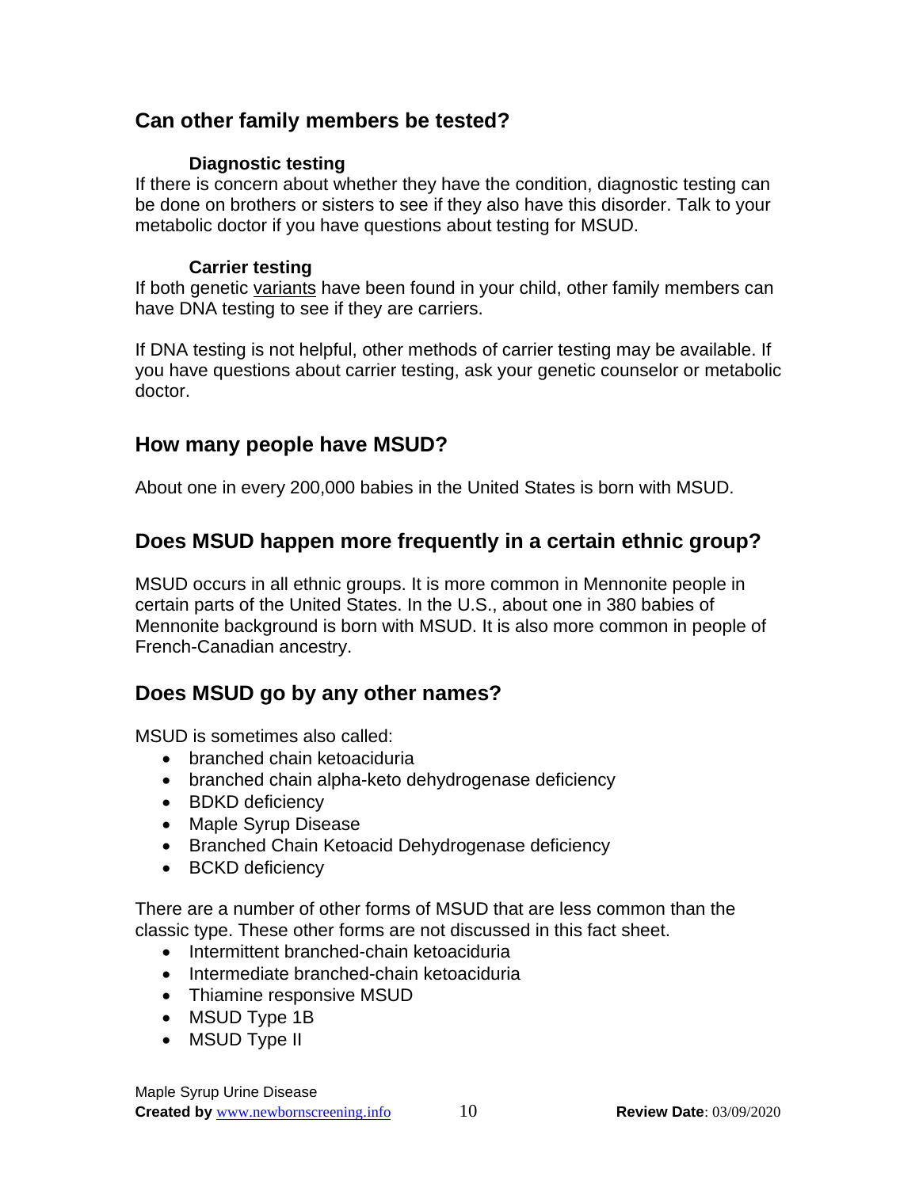## Can other family members be tested?

### Diagnostic testing

If there is concern about whether they have the condition, diagnostic testing can be done on brothers or sisters to see if they also have this disorder. Talk to your metabolic doctor if you have questions about testing for MSUD.

### Carrier testing

If both genetic variants have been found in your child, other family members can have DNA testing to see if they are carriers.

If DNA testing is not helpful, other methods of carrier testing may be available. If you have questions about carrier testing, ask your genetic counselor or metabolic doctor.

## How many people have MSUD?

About one in every 200,000 babies in the United States is born with MSUD.

## Does MSUD happen more frequently in a certain ethnic group?

MSUD occurs in all ethnic groups. It is more common in Mennonite people in certain parts of the United States. In the U.S., about one in 380 babies of Mennonite background is born with MSUD. It is also more common in people of French-Canadian ancestry.

## Does MSUD go by any other names?

MSUD is sometimes also called:

- branched chain ketoaciduria
- branched chain alpha-keto dehydrogenase deficiency
- BDKD deficiency
- Maple Syrup Disease
- Branched Chain Ketoacid Dehydrogenase deficiency
- BCKD deficiency

There are a number of other forms of MSUD that are less common than the classic type. These other forms are not discussed in this fact sheet.

- Intermittent branched-chain ketoaciduria
- Intermediate branched-chain ketoaciduria
- Thiamine responsive MSUD
- MSUD Type 1B
- MSUD Type II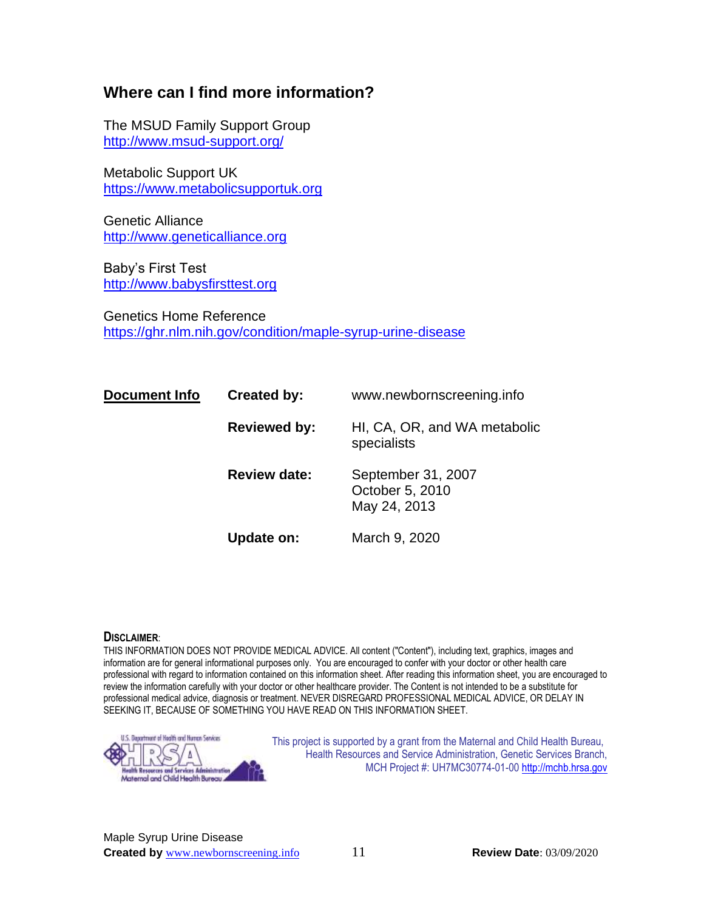## Where can I find more information?

The MSUD Family Support Group
http://www.msud-support.org/

Metabolic Support UK
https://www.metabolicsupportuk.org

Genetic Alliance
http://www.geneticalliance.org

Baby's First Test
http://www.babysfirsttest.org

Genetics Home Reference
https://ghr.nlm.nih.gov/condition/maple-syrup-urine-disease

| | | |
|---|---|---|
| **Document Info** | **Created by:** | www.newbornscreening.info |
| | **Reviewed by:** | HI, CA, OR, and WA metabolic specialists |
| | **Review date:** | September 31, 2007<br>October 5, 2010<br>May 24, 2013 |
| | **Update on:** | March 9, 2020 |

**DISCLAIMER**:
THIS INFORMATION DOES NOT PROVIDE MEDICAL ADVICE. All content ("Content"), including text, graphics, images and information are for general informational purposes only. You are encouraged to confer with your doctor or other health care professional with regard to information contained on this information sheet. After reading this information sheet, you are encouraged to review the information carefully with your doctor or other healthcare provider. The Content is not intended to be a substitute for professional medical advice, diagnosis or treatment. NEVER DISREGARD PROFESSIONAL MEDICAL ADVICE, OR DELAY IN SEEKING IT, BECAUSE OF SOMETHING YOU HAVE READ ON THIS INFORMATION SHEET.

U.S. Department of Health and Human Services
HRSA
Health Resources and Services Administration
Maternal and Child Health Bureau

This project is supported by a grant from the Maternal and Child Health Bureau, Health Resources and Service Administration, Genetic Services Branch, MCH Project #: UH7MC30774-01-00 http://mchb.hrsa.gov